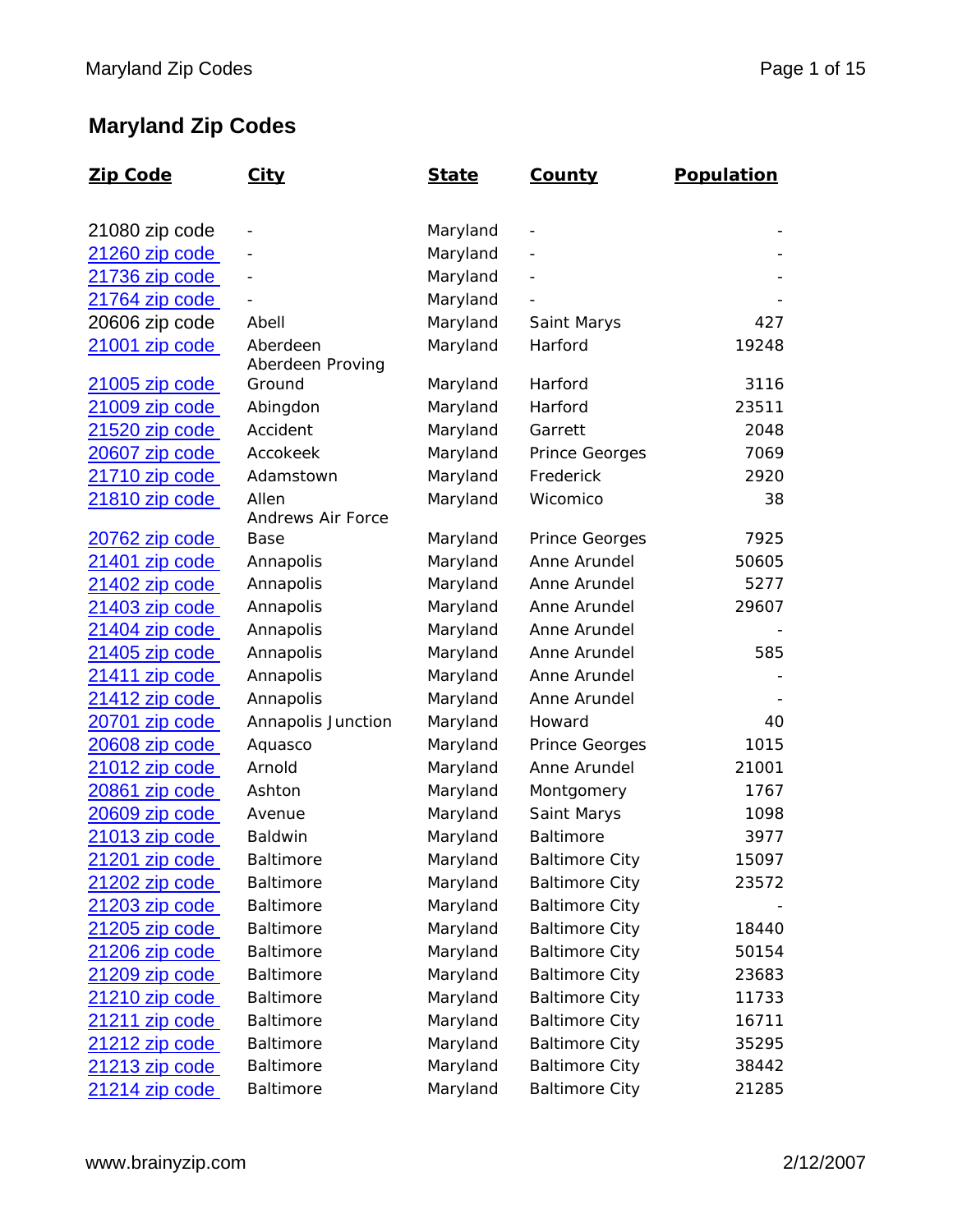## Maryland Zip Codes

| Zip Code | City | State | County | Population |
|---|---|---|---|---|
| 21080 zip code | - | Maryland | - | - |
| 21260 zip code | - | Maryland | - | - |
| 21736 zip code | - | Maryland | - | - |
| 21764 zip code | - | Maryland | - | - |
| 20606 zip code | Abell | Maryland | Saint Marys | 427 |
| 21001 zip code | Aberdeen | Maryland | Harford | 19248 |
| 21005 zip code | Aberdeen Proving Ground | Maryland | Harford | 3116 |
| 21009 zip code | Abingdon | Maryland | Harford | 23511 |
| 21520 zip code | Accident | Maryland | Garrett | 2048 |
| 20607 zip code | Accokeek | Maryland | Prince Georges | 7069 |
| 21710 zip code | Adamstown | Maryland | Frederick | 2920 |
| 21810 zip code | Allen | Maryland | Wicomico | 38 |
| 20762 zip code | Andrews Air Force Base | Maryland | Prince Georges | 7925 |
| 21401 zip code | Annapolis | Maryland | Anne Arundel | 50605 |
| 21402 zip code | Annapolis | Maryland | Anne Arundel | 5277 |
| 21403 zip code | Annapolis | Maryland | Anne Arundel | 29607 |
| 21404 zip code | Annapolis | Maryland | Anne Arundel | - |
| 21405 zip code | Annapolis | Maryland | Anne Arundel | 585 |
| 21411 zip code | Annapolis | Maryland | Anne Arundel | - |
| 21412 zip code | Annapolis | Maryland | Anne Arundel | - |
| 20701 zip code | Annapolis Junction | Maryland | Howard | 40 |
| 20608 zip code | Aquasco | Maryland | Prince Georges | 1015 |
| 21012 zip code | Arnold | Maryland | Anne Arundel | 21001 |
| 20861 zip code | Ashton | Maryland | Montgomery | 1767 |
| 20609 zip code | Avenue | Maryland | Saint Marys | 1098 |
| 21013 zip code | Baldwin | Maryland | Baltimore | 3977 |
| 21201 zip code | Baltimore | Maryland | Baltimore City | 15097 |
| 21202 zip code | Baltimore | Maryland | Baltimore City | 23572 |
| 21203 zip code | Baltimore | Maryland | Baltimore City | - |
| 21205 zip code | Baltimore | Maryland | Baltimore City | 18440 |
| 21206 zip code | Baltimore | Maryland | Baltimore City | 50154 |
| 21209 zip code | Baltimore | Maryland | Baltimore City | 23683 |
| 21210 zip code | Baltimore | Maryland | Baltimore City | 11733 |
| 21211 zip code | Baltimore | Maryland | Baltimore City | 16711 |
| 21212 zip code | Baltimore | Maryland | Baltimore City | 35295 |
| 21213 zip code | Baltimore | Maryland | Baltimore City | 38442 |
| 21214 zip code | Baltimore | Maryland | Baltimore City | 21285 |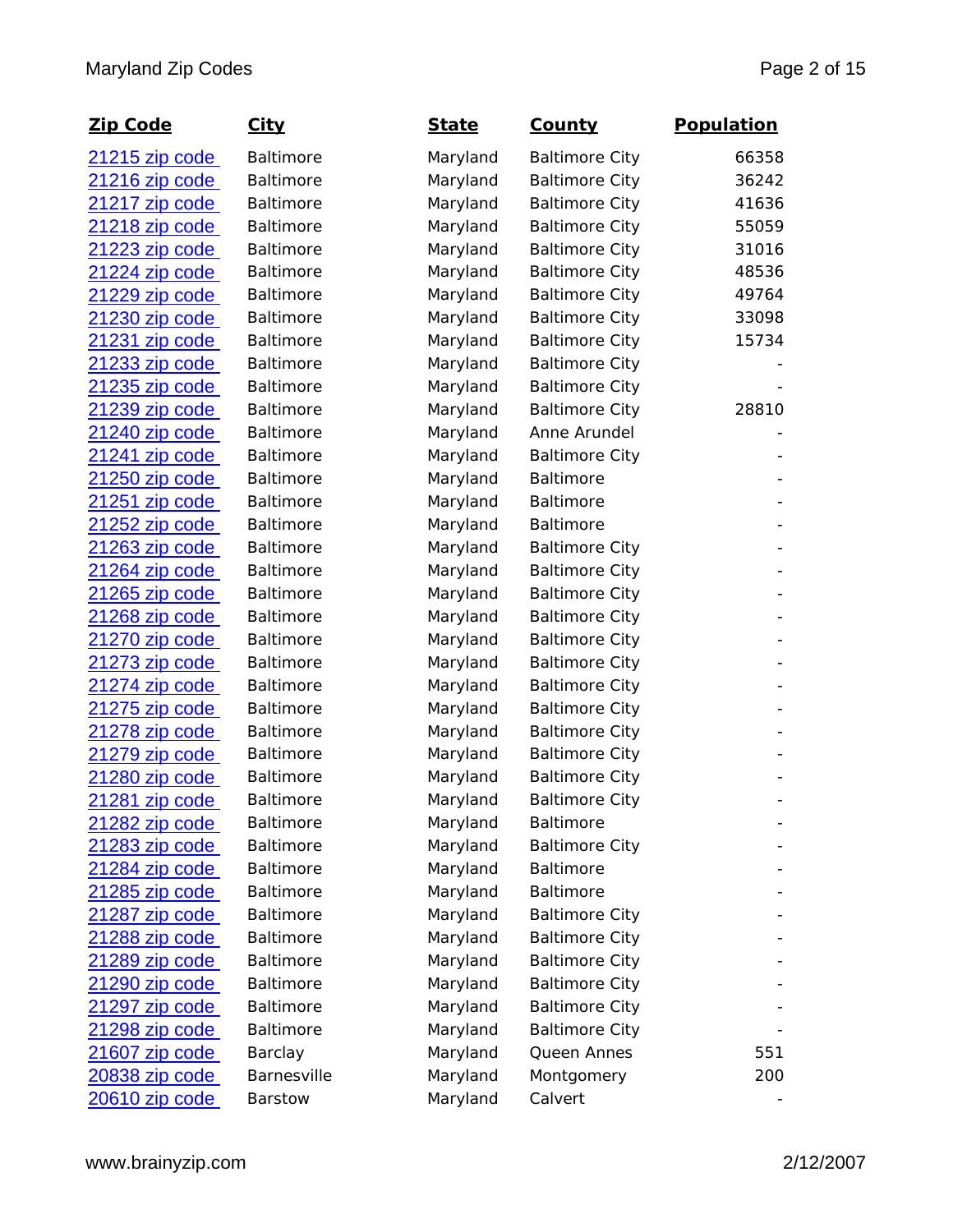| Zip Code | City | State | County | Population |
|---|---|---|---|---|
| 21215 zip code | Baltimore | Maryland | Baltimore City | 66358 |
| 21216 zip code | Baltimore | Maryland | Baltimore City | 36242 |
| 21217 zip code | Baltimore | Maryland | Baltimore City | 41636 |
| 21218 zip code | Baltimore | Maryland | Baltimore City | 55059 |
| 21223 zip code | Baltimore | Maryland | Baltimore City | 31016 |
| 21224 zip code | Baltimore | Maryland | Baltimore City | 48536 |
| 21229 zip code | Baltimore | Maryland | Baltimore City | 49764 |
| 21230 zip code | Baltimore | Maryland | Baltimore City | 33098 |
| 21231 zip code | Baltimore | Maryland | Baltimore City | 15734 |
| 21233 zip code | Baltimore | Maryland | Baltimore City | - |
| 21235 zip code | Baltimore | Maryland | Baltimore City | - |
| 21239 zip code | Baltimore | Maryland | Baltimore City | 28810 |
| 21240 zip code | Baltimore | Maryland | Anne Arundel | - |
| 21241 zip code | Baltimore | Maryland | Baltimore City | - |
| 21250 zip code | Baltimore | Maryland | Baltimore | - |
| 21251 zip code | Baltimore | Maryland | Baltimore | - |
| 21252 zip code | Baltimore | Maryland | Baltimore | - |
| 21263 zip code | Baltimore | Maryland | Baltimore City | - |
| 21264 zip code | Baltimore | Maryland | Baltimore City | - |
| 21265 zip code | Baltimore | Maryland | Baltimore City | - |
| 21268 zip code | Baltimore | Maryland | Baltimore City | - |
| 21270 zip code | Baltimore | Maryland | Baltimore City | - |
| 21273 zip code | Baltimore | Maryland | Baltimore City | - |
| 21274 zip code | Baltimore | Maryland | Baltimore City | - |
| 21275 zip code | Baltimore | Maryland | Baltimore City | - |
| 21278 zip code | Baltimore | Maryland | Baltimore City | - |
| 21279 zip code | Baltimore | Maryland | Baltimore City | - |
| 21280 zip code | Baltimore | Maryland | Baltimore City | - |
| 21281 zip code | Baltimore | Maryland | Baltimore City | - |
| 21282 zip code | Baltimore | Maryland | Baltimore | - |
| 21283 zip code | Baltimore | Maryland | Baltimore City | - |
| 21284 zip code | Baltimore | Maryland | Baltimore | - |
| 21285 zip code | Baltimore | Maryland | Baltimore | - |
| 21287 zip code | Baltimore | Maryland | Baltimore City | - |
| 21288 zip code | Baltimore | Maryland | Baltimore City | - |
| 21289 zip code | Baltimore | Maryland | Baltimore City | - |
| 21290 zip code | Baltimore | Maryland | Baltimore City | - |
| 21297 zip code | Baltimore | Maryland | Baltimore City | - |
| 21298 zip code | Baltimore | Maryland | Baltimore City | - |
| 21607 zip code | Barclay | Maryland | Queen Annes | 551 |
| 20838 zip code | Barnesville | Maryland | Montgomery | 200 |
| 20610 zip code | Barstow | Maryland | Calvert | - |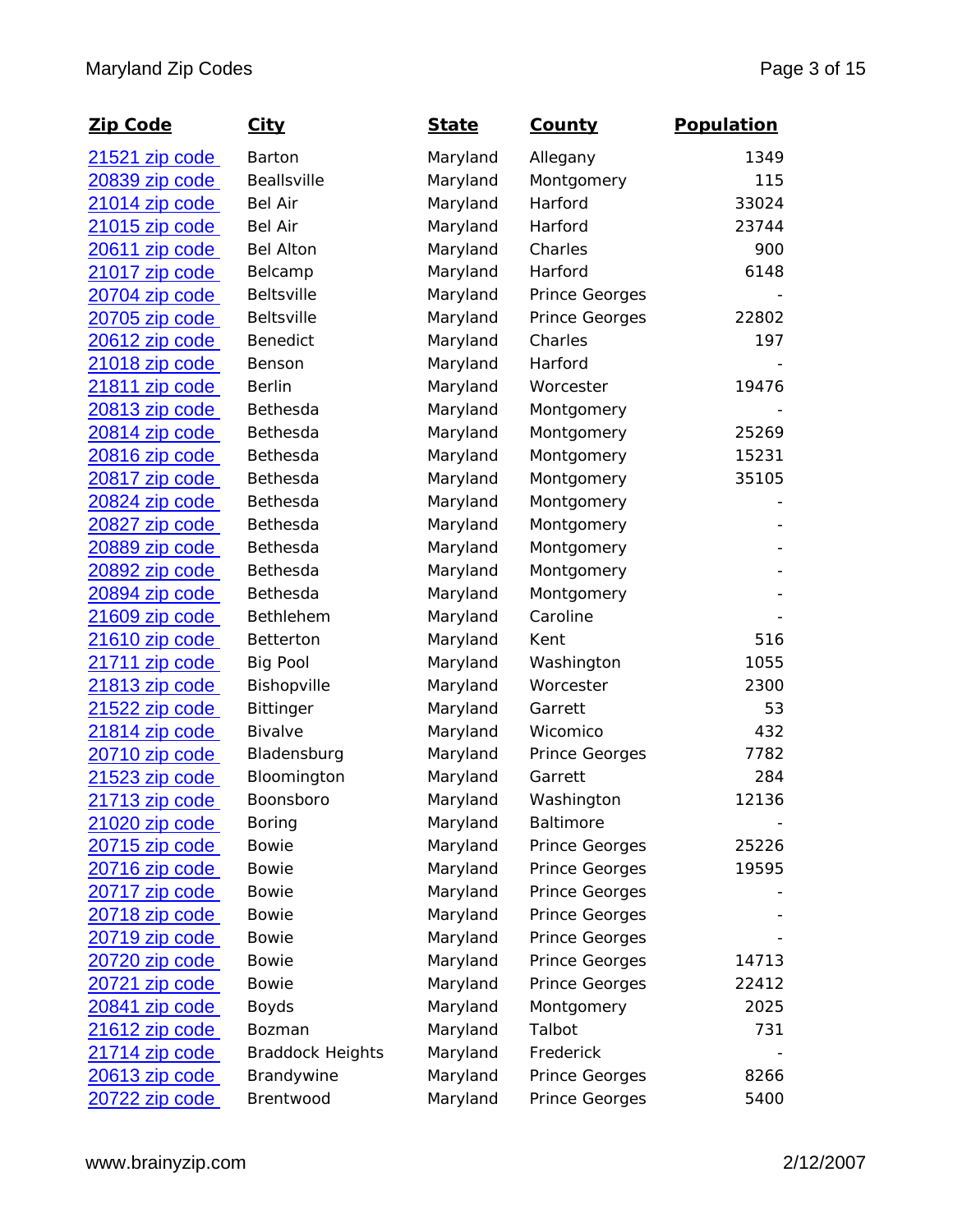| Zip Code | City | State | County | Population |
|---|---|---|---|---|
| 21521 zip code | Barton | Maryland | Allegany | 1349 |
| 20839 zip code | Beallsville | Maryland | Montgomery | 115 |
| 21014 zip code | Bel Air | Maryland | Harford | 33024 |
| 21015 zip code | Bel Air | Maryland | Harford | 23744 |
| 20611 zip code | Bel Alton | Maryland | Charles | 900 |
| 21017 zip code | Belcamp | Maryland | Harford | 6148 |
| 20704 zip code | Beltsville | Maryland | Prince Georges | - |
| 20705 zip code | Beltsville | Maryland | Prince Georges | 22802 |
| 20612 zip code | Benedict | Maryland | Charles | 197 |
| 21018 zip code | Benson | Maryland | Harford | - |
| 21811 zip code | Berlin | Maryland | Worcester | 19476 |
| 20813 zip code | Bethesda | Maryland | Montgomery | - |
| 20814 zip code | Bethesda | Maryland | Montgomery | 25269 |
| 20816 zip code | Bethesda | Maryland | Montgomery | 15231 |
| 20817 zip code | Bethesda | Maryland | Montgomery | 35105 |
| 20824 zip code | Bethesda | Maryland | Montgomery | - |
| 20827 zip code | Bethesda | Maryland | Montgomery | - |
| 20889 zip code | Bethesda | Maryland | Montgomery | - |
| 20892 zip code | Bethesda | Maryland | Montgomery | - |
| 20894 zip code | Bethesda | Maryland | Montgomery | - |
| 21609 zip code | Bethlehem | Maryland | Caroline | - |
| 21610 zip code | Betterton | Maryland | Kent | 516 |
| 21711 zip code | Big Pool | Maryland | Washington | 1055 |
| 21813 zip code | Bishopville | Maryland | Worcester | 2300 |
| 21522 zip code | Bittinger | Maryland | Garrett | 53 |
| 21814 zip code | Bivalve | Maryland | Wicomico | 432 |
| 20710 zip code | Bladensburg | Maryland | Prince Georges | 7782 |
| 21523 zip code | Bloomington | Maryland | Garrett | 284 |
| 21713 zip code | Boonsboro | Maryland | Washington | 12136 |
| 21020 zip code | Boring | Maryland | Baltimore | - |
| 20715 zip code | Bowie | Maryland | Prince Georges | 25226 |
| 20716 zip code | Bowie | Maryland | Prince Georges | 19595 |
| 20717 zip code | Bowie | Maryland | Prince Georges | - |
| 20718 zip code | Bowie | Maryland | Prince Georges | - |
| 20719 zip code | Bowie | Maryland | Prince Georges | - |
| 20720 zip code | Bowie | Maryland | Prince Georges | 14713 |
| 20721 zip code | Bowie | Maryland | Prince Georges | 22412 |
| 20841 zip code | Boyds | Maryland | Montgomery | 2025 |
| 21612 zip code | Bozman | Maryland | Talbot | 731 |
| 21714 zip code | Braddock Heights | Maryland | Frederick | - |
| 20613 zip code | Brandywine | Maryland | Prince Georges | 8266 |
| 20722 zip code | Brentwood | Maryland | Prince Georges | 5400 |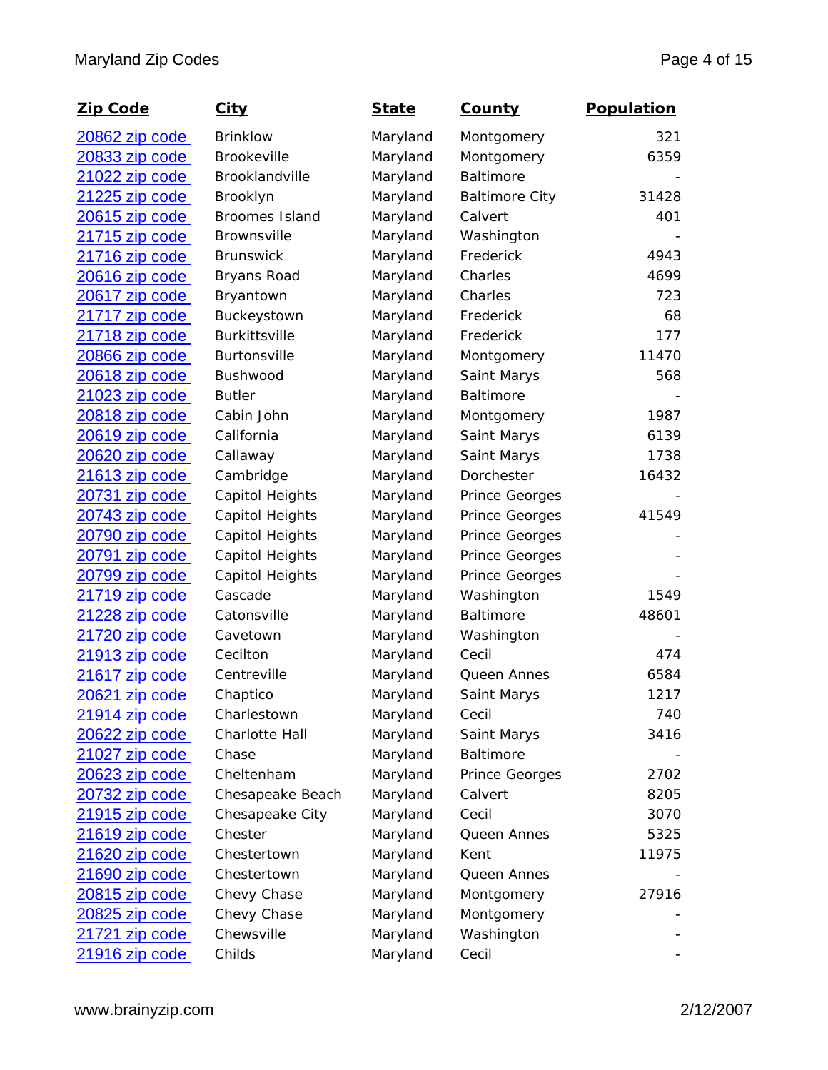| Zip Code | City | State | County | Population |
|---|---|---|---|---|
| 20862 zip code | Brinklow | Maryland | Montgomery | 321 |
| 20833 zip code | Brookeville | Maryland | Montgomery | 6359 |
| 21022 zip code | Brooklandville | Maryland | Baltimore | - |
| 21225 zip code | Brooklyn | Maryland | Baltimore City | 31428 |
| 20615 zip code | Broomes Island | Maryland | Calvert | 401 |
| 21715 zip code | Brownsville | Maryland | Washington | - |
| 21716 zip code | Brunswick | Maryland | Frederick | 4943 |
| 20616 zip code | Bryans Road | Maryland | Charles | 4699 |
| 20617 zip code | Bryantown | Maryland | Charles | 723 |
| 21717 zip code | Buckeystown | Maryland | Frederick | 68 |
| 21718 zip code | Burkittsville | Maryland | Frederick | 177 |
| 20866 zip code | Burtonsville | Maryland | Montgomery | 11470 |
| 20618 zip code | Bushwood | Maryland | Saint Marys | 568 |
| 21023 zip code | Butler | Maryland | Baltimore | - |
| 20818 zip code | Cabin John | Maryland | Montgomery | 1987 |
| 20619 zip code | California | Maryland | Saint Marys | 6139 |
| 20620 zip code | Callaway | Maryland | Saint Marys | 1738 |
| 21613 zip code | Cambridge | Maryland | Dorchester | 16432 |
| 20731 zip code | Capitol Heights | Maryland | Prince Georges | - |
| 20743 zip code | Capitol Heights | Maryland | Prince Georges | 41549 |
| 20790 zip code | Capitol Heights | Maryland | Prince Georges | - |
| 20791 zip code | Capitol Heights | Maryland | Prince Georges | - |
| 20799 zip code | Capitol Heights | Maryland | Prince Georges | - |
| 21719 zip code | Cascade | Maryland | Washington | 1549 |
| 21228 zip code | Catonsville | Maryland | Baltimore | 48601 |
| 21720 zip code | Cavetown | Maryland | Washington | - |
| 21913 zip code | Cecilton | Maryland | Cecil | 474 |
| 21617 zip code | Centreville | Maryland | Queen Annes | 6584 |
| 20621 zip code | Chaptico | Maryland | Saint Marys | 1217 |
| 21914 zip code | Charlestown | Maryland | Cecil | 740 |
| 20622 zip code | Charlotte Hall | Maryland | Saint Marys | 3416 |
| 21027 zip code | Chase | Maryland | Baltimore | - |
| 20623 zip code | Cheltenham | Maryland | Prince Georges | 2702 |
| 20732 zip code | Chesapeake Beach | Maryland | Calvert | 8205 |
| 21915 zip code | Chesapeake City | Maryland | Cecil | 3070 |
| 21619 zip code | Chester | Maryland | Queen Annes | 5325 |
| 21620 zip code | Chestertown | Maryland | Kent | 11975 |
| 21690 zip code | Chestertown | Maryland | Queen Annes | - |
| 20815 zip code | Chevy Chase | Maryland | Montgomery | 27916 |
| 20825 zip code | Chevy Chase | Maryland | Montgomery | - |
| 21721 zip code | Chewsville | Maryland | Washington | - |
| 21916 zip code | Childs | Maryland | Cecil | - |

www.brainyzip.com 2/12/2007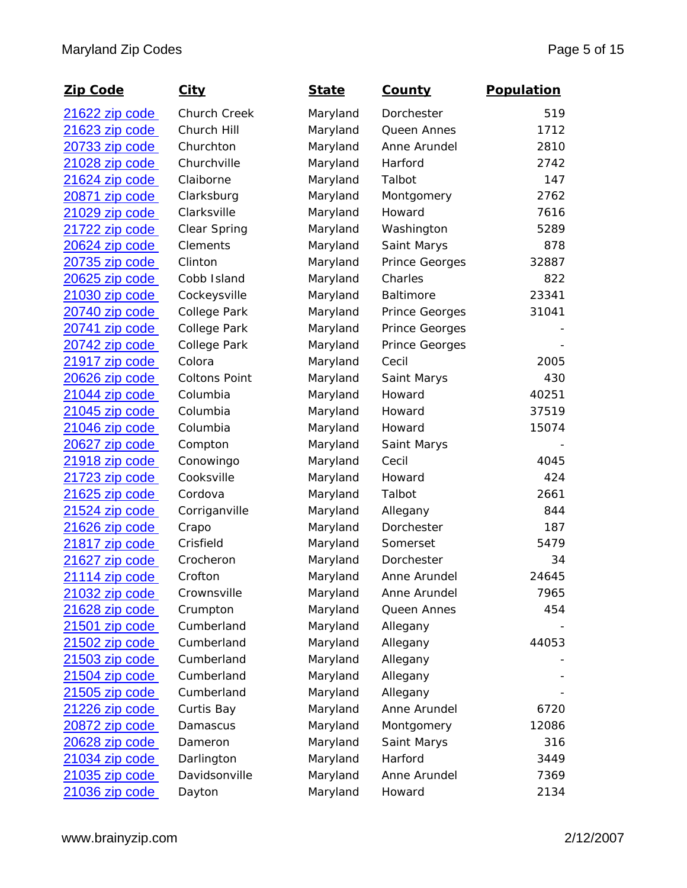| Zip Code | City | State | County | Population |
| --- | --- | --- | --- | --- |
| 21622 zip code | Church Creek | Maryland | Dorchester | 519 |
| 21623 zip code | Church Hill | Maryland | Queen Annes | 1712 |
| 20733 zip code | Churchton | Maryland | Anne Arundel | 2810 |
| 21028 zip code | Churchville | Maryland | Harford | 2742 |
| 21624 zip code | Claiborne | Maryland | Talbot | 147 |
| 20871 zip code | Clarksburg | Maryland | Montgomery | 2762 |
| 21029 zip code | Clarksville | Maryland | Howard | 7616 |
| 21722 zip code | Clear Spring | Maryland | Washington | 5289 |
| 20624 zip code | Clements | Maryland | Saint Marys | 878 |
| 20735 zip code | Clinton | Maryland | Prince Georges | 32887 |
| 20625 zip code | Cobb Island | Maryland | Charles | 822 |
| 21030 zip code | Cockeysville | Maryland | Baltimore | 23341 |
| 20740 zip code | College Park | Maryland | Prince Georges | 31041 |
| 20741 zip code | College Park | Maryland | Prince Georges | - |
| 20742 zip code | College Park | Maryland | Prince Georges | - |
| 21917 zip code | Colora | Maryland | Cecil | 2005 |
| 20626 zip code | Coltons Point | Maryland | Saint Marys | 430 |
| 21044 zip code | Columbia | Maryland | Howard | 40251 |
| 21045 zip code | Columbia | Maryland | Howard | 37519 |
| 21046 zip code | Columbia | Maryland | Howard | 15074 |
| 20627 zip code | Compton | Maryland | Saint Marys | - |
| 21918 zip code | Conowingo | Maryland | Cecil | 4045 |
| 21723 zip code | Cooksville | Maryland | Howard | 424 |
| 21625 zip code | Cordova | Maryland | Talbot | 2661 |
| 21524 zip code | Corriganville | Maryland | Allegany | 844 |
| 21626 zip code | Crapo | Maryland | Dorchester | 187 |
| 21817 zip code | Crisfield | Maryland | Somerset | 5479 |
| 21627 zip code | Crocheron | Maryland | Dorchester | 34 |
| 21114 zip code | Crofton | Maryland | Anne Arundel | 24645 |
| 21032 zip code | Crownsville | Maryland | Anne Arundel | 7965 |
| 21628 zip code | Crumpton | Maryland | Queen Annes | 454 |
| 21501 zip code | Cumberland | Maryland | Allegany | - |
| 21502 zip code | Cumberland | Maryland | Allegany | 44053 |
| 21503 zip code | Cumberland | Maryland | Allegany | - |
| 21504 zip code | Cumberland | Maryland | Allegany | - |
| 21505 zip code | Cumberland | Maryland | Allegany | - |
| 21226 zip code | Curtis Bay | Maryland | Anne Arundel | 6720 |
| 20872 zip code | Damascus | Maryland | Montgomery | 12086 |
| 20628 zip code | Dameron | Maryland | Saint Marys | 316 |
| 21034 zip code | Darlington | Maryland | Harford | 3449 |
| 21035 zip code | Davidsonville | Maryland | Anne Arundel | 7369 |
| 21036 zip code | Dayton | Maryland | Howard | 2134 |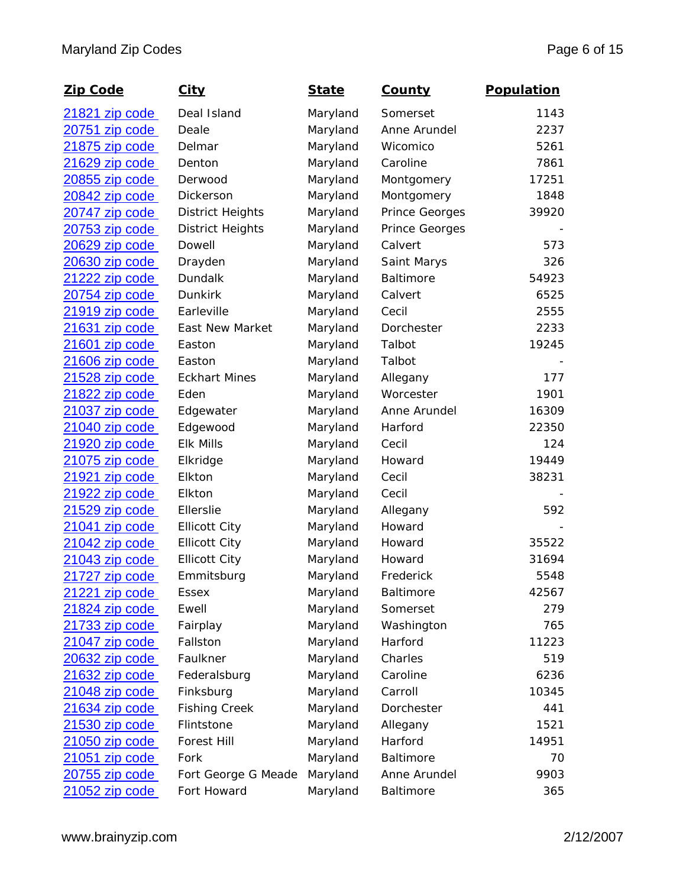| Zip Code | City | State | County | Population |
|---|---|---|---|---|
| 21821 zip code | Deal Island | Maryland | Somerset | 1143 |
| 20751 zip code | Deale | Maryland | Anne Arundel | 2237 |
| 21875 zip code | Delmar | Maryland | Wicomico | 5261 |
| 21629 zip code | Denton | Maryland | Caroline | 7861 |
| 20855 zip code | Derwood | Maryland | Montgomery | 17251 |
| 20842 zip code | Dickerson | Maryland | Montgomery | 1848 |
| 20747 zip code | District Heights | Maryland | Prince Georges | 39920 |
| 20753 zip code | District Heights | Maryland | Prince Georges | - |
| 20629 zip code | Dowell | Maryland | Calvert | 573 |
| 20630 zip code | Drayden | Maryland | Saint Marys | 326 |
| 21222 zip code | Dundalk | Maryland | Baltimore | 54923 |
| 20754 zip code | Dunkirk | Maryland | Calvert | 6525 |
| 21919 zip code | Earleville | Maryland | Cecil | 2555 |
| 21631 zip code | East New Market | Maryland | Dorchester | 2233 |
| 21601 zip code | Easton | Maryland | Talbot | 19245 |
| 21606 zip code | Easton | Maryland | Talbot | - |
| 21528 zip code | Eckhart Mines | Maryland | Allegany | 177 |
| 21822 zip code | Eden | Maryland | Worcester | 1901 |
| 21037 zip code | Edgewater | Maryland | Anne Arundel | 16309 |
| 21040 zip code | Edgewood | Maryland | Harford | 22350 |
| 21920 zip code | Elk Mills | Maryland | Cecil | 124 |
| 21075 zip code | Elkridge | Maryland | Howard | 19449 |
| 21921 zip code | Elkton | Maryland | Cecil | 38231 |
| 21922 zip code | Elkton | Maryland | Cecil | - |
| 21529 zip code | Ellerslie | Maryland | Allegany | 592 |
| 21041 zip code | Ellicott City | Maryland | Howard | - |
| 21042 zip code | Ellicott City | Maryland | Howard | 35522 |
| 21043 zip code | Ellicott City | Maryland | Howard | 31694 |
| 21727 zip code | Emmitsburg | Maryland | Frederick | 5548 |
| 21221 zip code | Essex | Maryland | Baltimore | 42567 |
| 21824 zip code | Ewell | Maryland | Somerset | 279 |
| 21733 zip code | Fairplay | Maryland | Washington | 765 |
| 21047 zip code | Fallston | Maryland | Harford | 11223 |
| 20632 zip code | Faulkner | Maryland | Charles | 519 |
| 21632 zip code | Federalsburg | Maryland | Caroline | 6236 |
| 21048 zip code | Finksburg | Maryland | Carroll | 10345 |
| 21634 zip code | Fishing Creek | Maryland | Dorchester | 441 |
| 21530 zip code | Flintstone | Maryland | Allegany | 1521 |
| 21050 zip code | Forest Hill | Maryland | Harford | 14951 |
| 21051 zip code | Fork | Maryland | Baltimore | 70 |
| 20755 zip code | Fort George G Meade | Maryland | Anne Arundel | 9903 |
| 21052 zip code | Fort Howard | Maryland | Baltimore | 365 |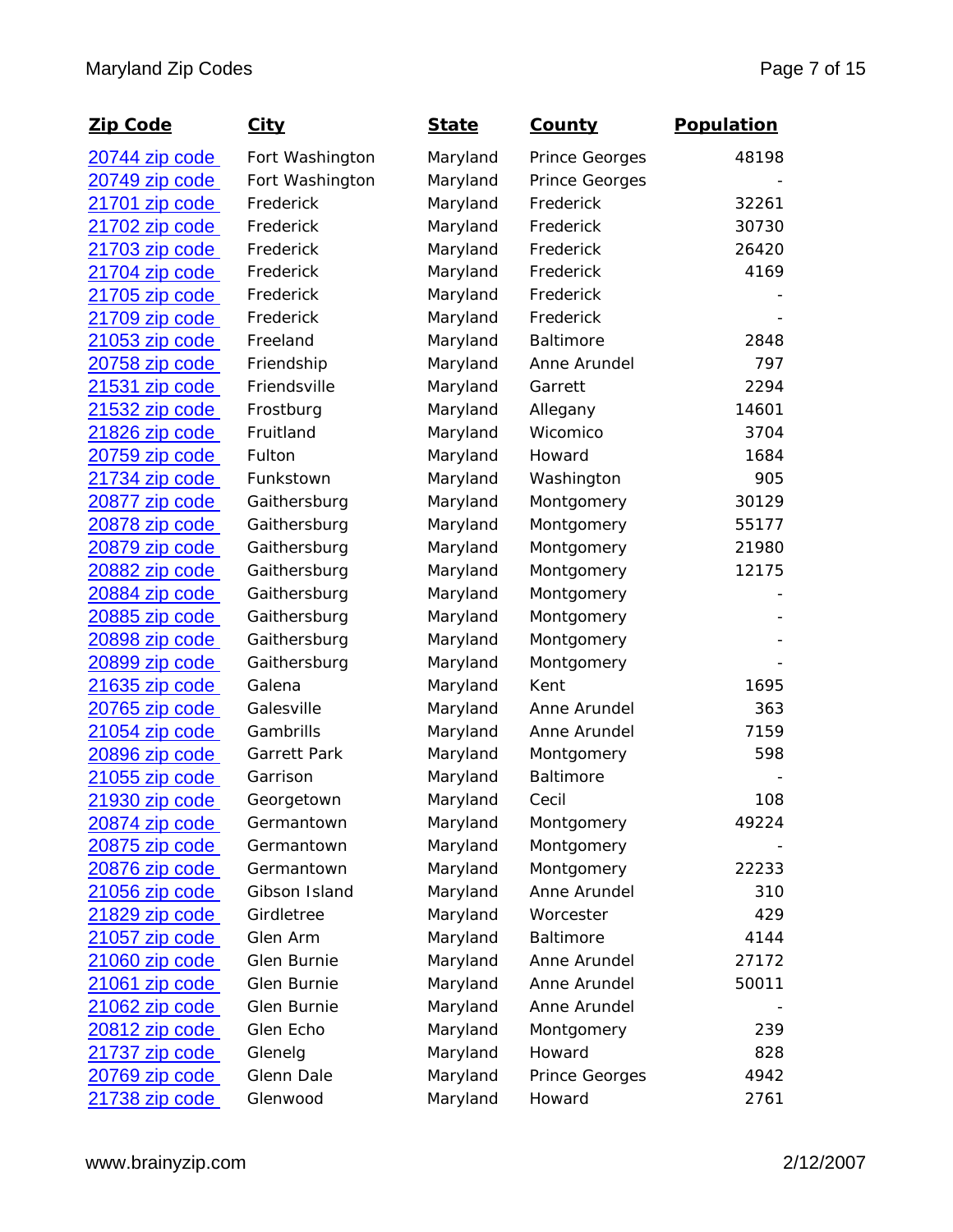| Zip Code | City | State | County | Population |
|---|---|---|---|---|
| 20744 zip code | Fort Washington | Maryland | Prince Georges | 48198 |
| 20749 zip code | Fort Washington | Maryland | Prince Georges | - |
| 21701 zip code | Frederick | Maryland | Frederick | 32261 |
| 21702 zip code | Frederick | Maryland | Frederick | 30730 |
| 21703 zip code | Frederick | Maryland | Frederick | 26420 |
| 21704 zip code | Frederick | Maryland | Frederick | 4169 |
| 21705 zip code | Frederick | Maryland | Frederick | - |
| 21709 zip code | Frederick | Maryland | Frederick | - |
| 21053 zip code | Freeland | Maryland | Baltimore | 2848 |
| 20758 zip code | Friendship | Maryland | Anne Arundel | 797 |
| 21531 zip code | Friendsville | Maryland | Garrett | 2294 |
| 21532 zip code | Frostburg | Maryland | Allegany | 14601 |
| 21826 zip code | Fruitland | Maryland | Wicomico | 3704 |
| 20759 zip code | Fulton | Maryland | Howard | 1684 |
| 21734 zip code | Funkstown | Maryland | Washington | 905 |
| 20877 zip code | Gaithersburg | Maryland | Montgomery | 30129 |
| 20878 zip code | Gaithersburg | Maryland | Montgomery | 55177 |
| 20879 zip code | Gaithersburg | Maryland | Montgomery | 21980 |
| 20882 zip code | Gaithersburg | Maryland | Montgomery | 12175 |
| 20884 zip code | Gaithersburg | Maryland | Montgomery | - |
| 20885 zip code | Gaithersburg | Maryland | Montgomery | - |
| 20898 zip code | Gaithersburg | Maryland | Montgomery | - |
| 20899 zip code | Gaithersburg | Maryland | Montgomery | - |
| 21635 zip code | Galena | Maryland | Kent | 1695 |
| 20765 zip code | Galesville | Maryland | Anne Arundel | 363 |
| 21054 zip code | Gambrills | Maryland | Anne Arundel | 7159 |
| 20896 zip code | Garrett Park | Maryland | Montgomery | 598 |
| 21055 zip code | Garrison | Maryland | Baltimore | - |
| 21930 zip code | Georgetown | Maryland | Cecil | 108 |
| 20874 zip code | Germantown | Maryland | Montgomery | 49224 |
| 20875 zip code | Germantown | Maryland | Montgomery | - |
| 20876 zip code | Germantown | Maryland | Montgomery | 22233 |
| 21056 zip code | Gibson Island | Maryland | Anne Arundel | 310 |
| 21829 zip code | Girdletree | Maryland | Worcester | 429 |
| 21057 zip code | Glen Arm | Maryland | Baltimore | 4144 |
| 21060 zip code | Glen Burnie | Maryland | Anne Arundel | 27172 |
| 21061 zip code | Glen Burnie | Maryland | Anne Arundel | 50011 |
| 21062 zip code | Glen Burnie | Maryland | Anne Arundel | - |
| 20812 zip code | Glen Echo | Maryland | Montgomery | 239 |
| 21737 zip code | Glenelg | Maryland | Howard | 828 |
| 20769 zip code | Glenn Dale | Maryland | Prince Georges | 4942 |
| 21738 zip code | Glenwood | Maryland | Howard | 2761 |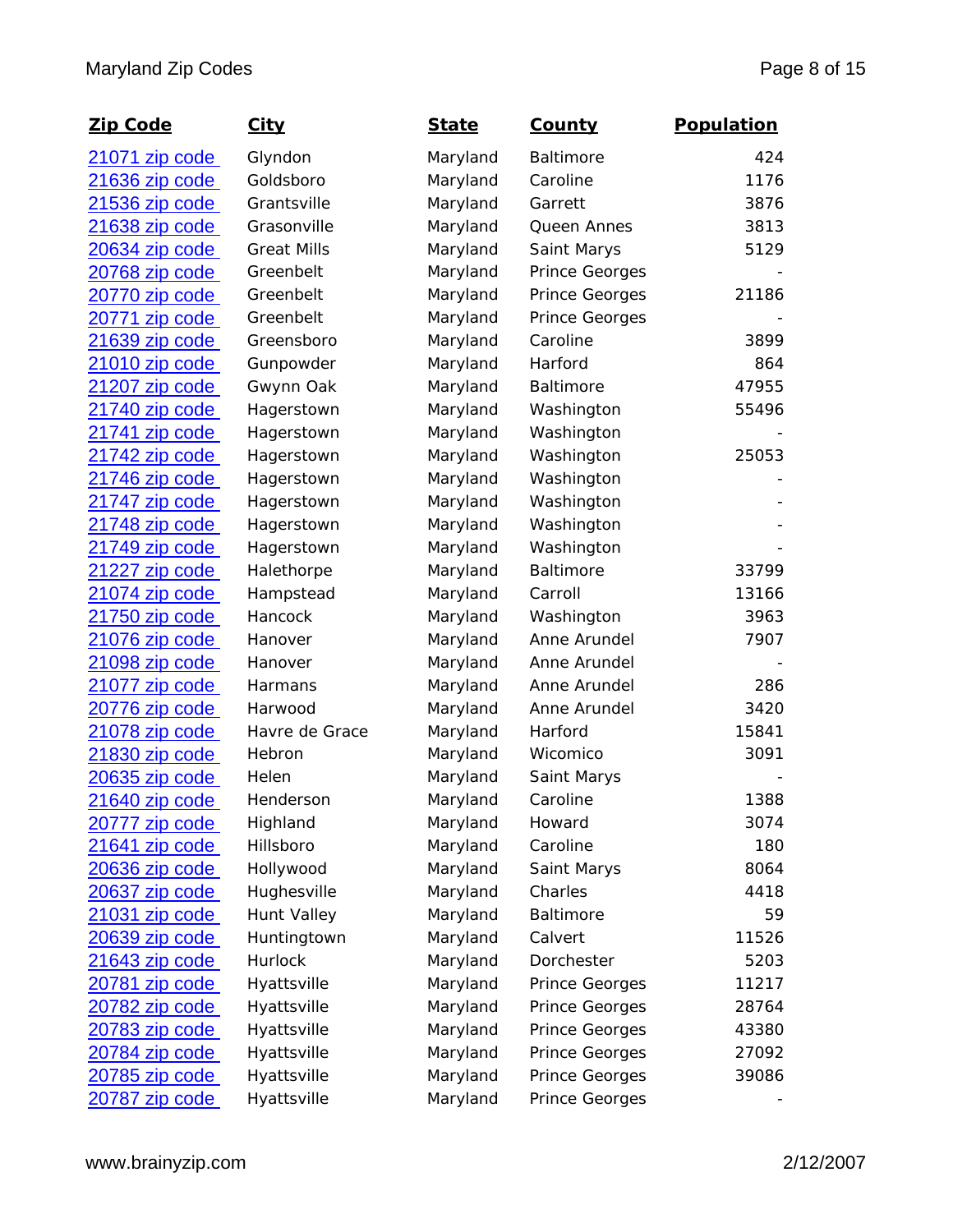| Zip Code | City | State | County | Population |
|---|---|---|---|---|
| 21071 zip code | Glyndon | Maryland | Baltimore | 424 |
| 21636 zip code | Goldsboro | Maryland | Caroline | 1176 |
| 21536 zip code | Grantsville | Maryland | Garrett | 3876 |
| 21638 zip code | Grasonville | Maryland | Queen Annes | 3813 |
| 20634 zip code | Great Mills | Maryland | Saint Marys | 5129 |
| 20768 zip code | Greenbelt | Maryland | Prince Georges | - |
| 20770 zip code | Greenbelt | Maryland | Prince Georges | 21186 |
| 20771 zip code | Greenbelt | Maryland | Prince Georges | - |
| 21639 zip code | Greensboro | Maryland | Caroline | 3899 |
| 21010 zip code | Gunpowder | Maryland | Harford | 864 |
| 21207 zip code | Gwynn Oak | Maryland | Baltimore | 47955 |
| 21740 zip code | Hagerstown | Maryland | Washington | 55496 |
| 21741 zip code | Hagerstown | Maryland | Washington | - |
| 21742 zip code | Hagerstown | Maryland | Washington | 25053 |
| 21746 zip code | Hagerstown | Maryland | Washington | - |
| 21747 zip code | Hagerstown | Maryland | Washington | - |
| 21748 zip code | Hagerstown | Maryland | Washington | - |
| 21749 zip code | Hagerstown | Maryland | Washington | - |
| 21227 zip code | Halethorpe | Maryland | Baltimore | 33799 |
| 21074 zip code | Hampstead | Maryland | Carroll | 13166 |
| 21750 zip code | Hancock | Maryland | Washington | 3963 |
| 21076 zip code | Hanover | Maryland | Anne Arundel | 7907 |
| 21098 zip code | Hanover | Maryland | Anne Arundel | - |
| 21077 zip code | Harmans | Maryland | Anne Arundel | 286 |
| 20776 zip code | Harwood | Maryland | Anne Arundel | 3420 |
| 21078 zip code | Havre de Grace | Maryland | Harford | 15841 |
| 21830 zip code | Hebron | Maryland | Wicomico | 3091 |
| 20635 zip code | Helen | Maryland | Saint Marys | - |
| 21640 zip code | Henderson | Maryland | Caroline | 1388 |
| 20777 zip code | Highland | Maryland | Howard | 3074 |
| 21641 zip code | Hillsboro | Maryland | Caroline | 180 |
| 20636 zip code | Hollywood | Maryland | Saint Marys | 8064 |
| 20637 zip code | Hughesville | Maryland | Charles | 4418 |
| 21031 zip code | Hunt Valley | Maryland | Baltimore | 59 |
| 20639 zip code | Huntingtown | Maryland | Calvert | 11526 |
| 21643 zip code | Hurlock | Maryland | Dorchester | 5203 |
| 20781 zip code | Hyattsville | Maryland | Prince Georges | 11217 |
| 20782 zip code | Hyattsville | Maryland | Prince Georges | 28764 |
| 20783 zip code | Hyattsville | Maryland | Prince Georges | 43380 |
| 20784 zip code | Hyattsville | Maryland | Prince Georges | 27092 |
| 20785 zip code | Hyattsville | Maryland | Prince Georges | 39086 |
| 20787 zip code | Hyattsville | Maryland | Prince Georges | - |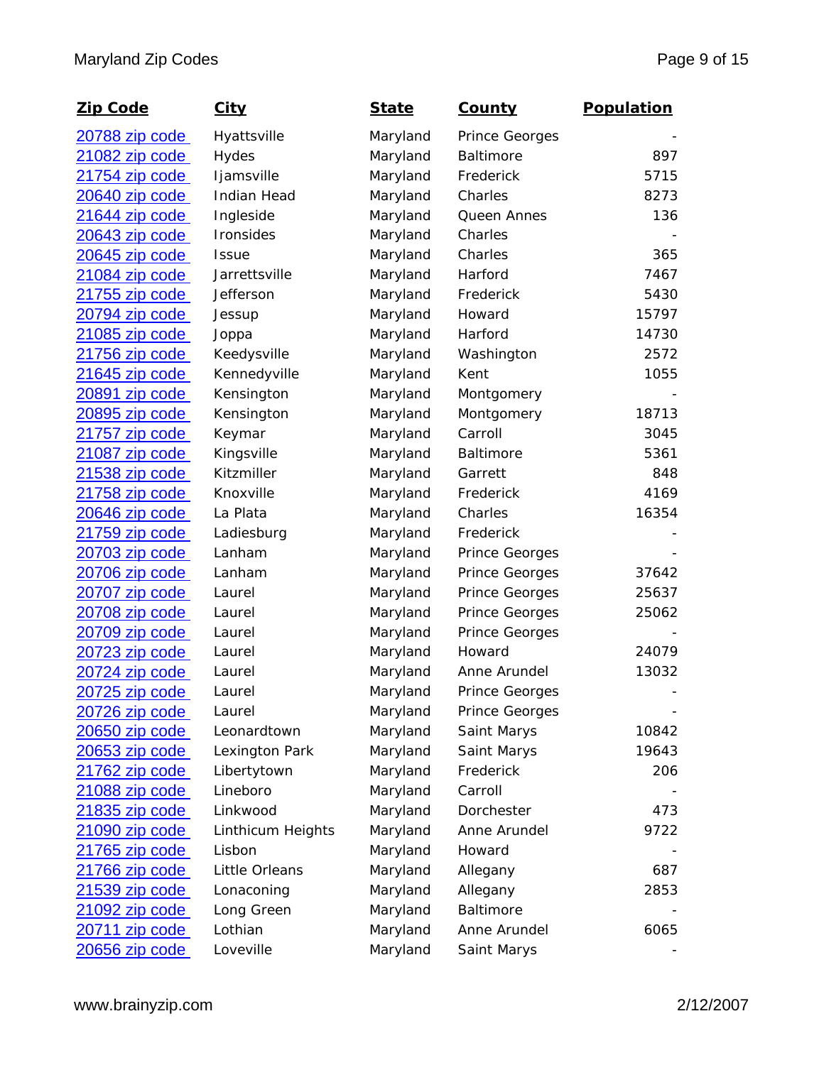| Zip Code | City | State | County | Population |
|---|---|---|---|---|
| 20788 zip code | Hyattsville | Maryland | Prince Georges | - |
| 21082 zip code | Hydes | Maryland | Baltimore | 897 |
| 21754 zip code | Ijamsville | Maryland | Frederick | 5715 |
| 20640 zip code | Indian Head | Maryland | Charles | 8273 |
| 21644 zip code | Ingleside | Maryland | Queen Annes | 136 |
| 20643 zip code | Ironsides | Maryland | Charles | - |
| 20645 zip code | Issue | Maryland | Charles | 365 |
| 21084 zip code | Jarrettsville | Maryland | Harford | 7467 |
| 21755 zip code | Jefferson | Maryland | Frederick | 5430 |
| 20794 zip code | Jessup | Maryland | Howard | 15797 |
| 21085 zip code | Joppa | Maryland | Harford | 14730 |
| 21756 zip code | Keedysville | Maryland | Washington | 2572 |
| 21645 zip code | Kennedyville | Maryland | Kent | 1055 |
| 20891 zip code | Kensington | Maryland | Montgomery | - |
| 20895 zip code | Kensington | Maryland | Montgomery | 18713 |
| 21757 zip code | Keymar | Maryland | Carroll | 3045 |
| 21087 zip code | Kingsville | Maryland | Baltimore | 5361 |
| 21538 zip code | Kitzmiller | Maryland | Garrett | 848 |
| 21758 zip code | Knoxville | Maryland | Frederick | 4169 |
| 20646 zip code | La Plata | Maryland | Charles | 16354 |
| 21759 zip code | Ladiesburg | Maryland | Frederick | - |
| 20703 zip code | Lanham | Maryland | Prince Georges | - |
| 20706 zip code | Lanham | Maryland | Prince Georges | 37642 |
| 20707 zip code | Laurel | Maryland | Prince Georges | 25637 |
| 20708 zip code | Laurel | Maryland | Prince Georges | 25062 |
| 20709 zip code | Laurel | Maryland | Prince Georges | - |
| 20723 zip code | Laurel | Maryland | Howard | 24079 |
| 20724 zip code | Laurel | Maryland | Anne Arundel | 13032 |
| 20725 zip code | Laurel | Maryland | Prince Georges | - |
| 20726 zip code | Laurel | Maryland | Prince Georges | - |
| 20650 zip code | Leonardtown | Maryland | Saint Marys | 10842 |
| 20653 zip code | Lexington Park | Maryland | Saint Marys | 19643 |
| 21762 zip code | Libertytown | Maryland | Frederick | 206 |
| 21088 zip code | Lineboro | Maryland | Carroll | - |
| 21835 zip code | Linkwood | Maryland | Dorchester | 473 |
| 21090 zip code | Linthicum Heights | Maryland | Anne Arundel | 9722 |
| 21765 zip code | Lisbon | Maryland | Howard | - |
| 21766 zip code | Little Orleans | Maryland | Allegany | 687 |
| 21539 zip code | Lonaconing | Maryland | Allegany | 2853 |
| 21092 zip code | Long Green | Maryland | Baltimore | - |
| 20711 zip code | Lothian | Maryland | Anne Arundel | 6065 |
| 20656 zip code | Loveville | Maryland | Saint Marys | - |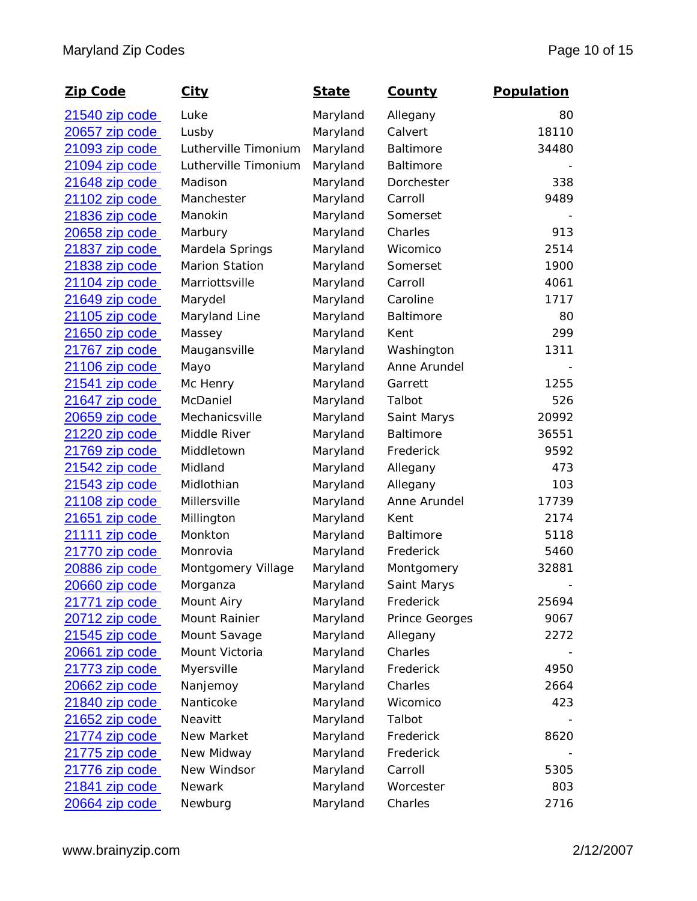| Zip Code | City | State | County | Population |
|---|---|---|---|---|
| 21540 zip code | Luke | Maryland | Allegany | 80 |
| 20657 zip code | Lusby | Maryland | Calvert | 18110 |
| 21093 zip code | Lutherville Timonium | Maryland | Baltimore | 34480 |
| 21094 zip code | Lutherville Timonium | Maryland | Baltimore | - |
| 21648 zip code | Madison | Maryland | Dorchester | 338 |
| 21102 zip code | Manchester | Maryland | Carroll | 9489 |
| 21836 zip code | Manokin | Maryland | Somerset | - |
| 20658 zip code | Marbury | Maryland | Charles | 913 |
| 21837 zip code | Mardela Springs | Maryland | Wicomico | 2514 |
| 21838 zip code | Marion Station | Maryland | Somerset | 1900 |
| 21104 zip code | Marriottsville | Maryland | Carroll | 4061 |
| 21649 zip code | Marydel | Maryland | Caroline | 1717 |
| 21105 zip code | Maryland Line | Maryland | Baltimore | 80 |
| 21650 zip code | Massey | Maryland | Kent | 299 |
| 21767 zip code | Maugansville | Maryland | Washington | 1311 |
| 21106 zip code | Mayo | Maryland | Anne Arundel | - |
| 21541 zip code | Mc Henry | Maryland | Garrett | 1255 |
| 21647 zip code | McDaniel | Maryland | Talbot | 526 |
| 20659 zip code | Mechanicsville | Maryland | Saint Marys | 20992 |
| 21220 zip code | Middle River | Maryland | Baltimore | 36551 |
| 21769 zip code | Middletown | Maryland | Frederick | 9592 |
| 21542 zip code | Midland | Maryland | Allegany | 473 |
| 21543 zip code | Midlothian | Maryland | Allegany | 103 |
| 21108 zip code | Millersville | Maryland | Anne Arundel | 17739 |
| 21651 zip code | Millington | Maryland | Kent | 2174 |
| 21111 zip code | Monkton | Maryland | Baltimore | 5118 |
| 21770 zip code | Monrovia | Maryland | Frederick | 5460 |
| 20886 zip code | Montgomery Village | Maryland | Montgomery | 32881 |
| 20660 zip code | Morganza | Maryland | Saint Marys | - |
| 21771 zip code | Mount Airy | Maryland | Frederick | 25694 |
| 20712 zip code | Mount Rainier | Maryland | Prince Georges | 9067 |
| 21545 zip code | Mount Savage | Maryland | Allegany | 2272 |
| 20661 zip code | Mount Victoria | Maryland | Charles | - |
| 21773 zip code | Myersville | Maryland | Frederick | 4950 |
| 20662 zip code | Nanjemoy | Maryland | Charles | 2664 |
| 21840 zip code | Nanticoke | Maryland | Wicomico | 423 |
| 21652 zip code | Neavitt | Maryland | Talbot | - |
| 21774 zip code | New Market | Maryland | Frederick | 8620 |
| 21775 zip code | New Midway | Maryland | Frederick | - |
| 21776 zip code | New Windsor | Maryland | Carroll | 5305 |
| 21841 zip code | Newark | Maryland | Worcester | 803 |
| 20664 zip code | Newburg | Maryland | Charles | 2716 |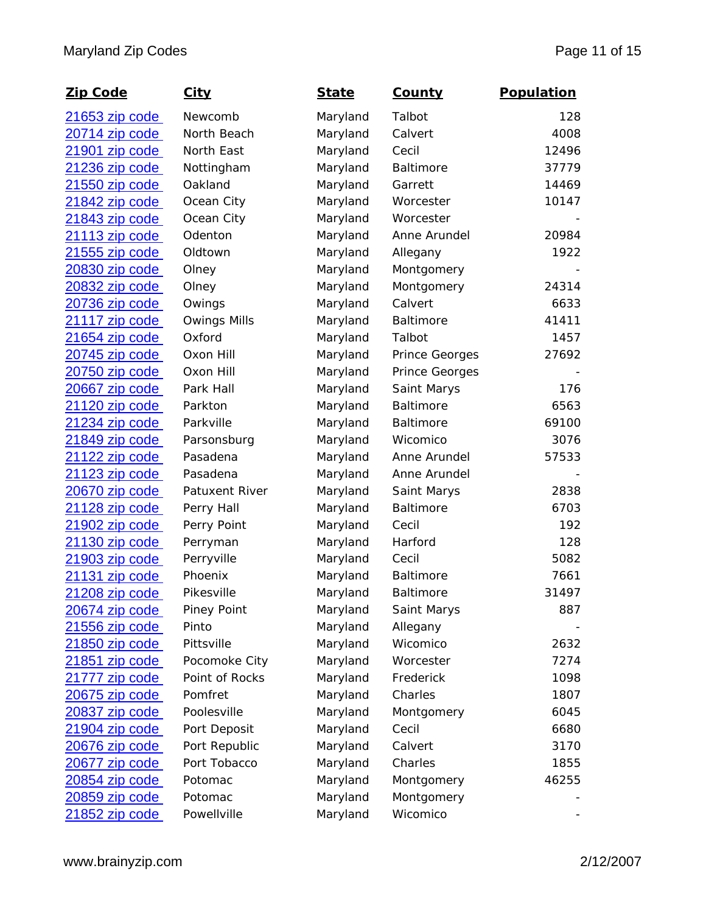| Zip Code | City | State | County | Population |
| --- | --- | --- | --- | --- |
| 21653 zip code | Newcomb | Maryland | Talbot | 128 |
| 20714 zip code | North Beach | Maryland | Calvert | 4008 |
| 21901 zip code | North East | Maryland | Cecil | 12496 |
| 21236 zip code | Nottingham | Maryland | Baltimore | 37779 |
| 21550 zip code | Oakland | Maryland | Garrett | 14469 |
| 21842 zip code | Ocean City | Maryland | Worcester | 10147 |
| 21843 zip code | Ocean City | Maryland | Worcester | - |
| 21113 zip code | Odenton | Maryland | Anne Arundel | 20984 |
| 21555 zip code | Oldtown | Maryland | Allegany | 1922 |
| 20830 zip code | Olney | Maryland | Montgomery | - |
| 20832 zip code | Olney | Maryland | Montgomery | 24314 |
| 20736 zip code | Owings | Maryland | Calvert | 6633 |
| 21117 zip code | Owings Mills | Maryland | Baltimore | 41411 |
| 21654 zip code | Oxford | Maryland | Talbot | 1457 |
| 20745 zip code | Oxon Hill | Maryland | Prince Georges | 27692 |
| 20750 zip code | Oxon Hill | Maryland | Prince Georges | - |
| 20667 zip code | Park Hall | Maryland | Saint Marys | 176 |
| 21120 zip code | Parkton | Maryland | Baltimore | 6563 |
| 21234 zip code | Parkville | Maryland | Baltimore | 69100 |
| 21849 zip code | Parsonsburg | Maryland | Wicomico | 3076 |
| 21122 zip code | Pasadena | Maryland | Anne Arundel | 57533 |
| 21123 zip code | Pasadena | Maryland | Anne Arundel | - |
| 20670 zip code | Patuxent River | Maryland | Saint Marys | 2838 |
| 21128 zip code | Perry Hall | Maryland | Baltimore | 6703 |
| 21902 zip code | Perry Point | Maryland | Cecil | 192 |
| 21130 zip code | Perryman | Maryland | Harford | 128 |
| 21903 zip code | Perryville | Maryland | Cecil | 5082 |
| 21131 zip code | Phoenix | Maryland | Baltimore | 7661 |
| 21208 zip code | Pikesville | Maryland | Baltimore | 31497 |
| 20674 zip code | Piney Point | Maryland | Saint Marys | 887 |
| 21556 zip code | Pinto | Maryland | Allegany | - |
| 21850 zip code | Pittsville | Maryland | Wicomico | 2632 |
| 21851 zip code | Pocomoke City | Maryland | Worcester | 7274 |
| 21777 zip code | Point of Rocks | Maryland | Frederick | 1098 |
| 20675 zip code | Pomfret | Maryland | Charles | 1807 |
| 20837 zip code | Poolesville | Maryland | Montgomery | 6045 |
| 21904 zip code | Port Deposit | Maryland | Cecil | 6680 |
| 20676 zip code | Port Republic | Maryland | Calvert | 3170 |
| 20677 zip code | Port Tobacco | Maryland | Charles | 1855 |
| 20854 zip code | Potomac | Maryland | Montgomery | 46255 |
| 20859 zip code | Potomac | Maryland | Montgomery | - |
| 21852 zip code | Powellville | Maryland | Wicomico | - |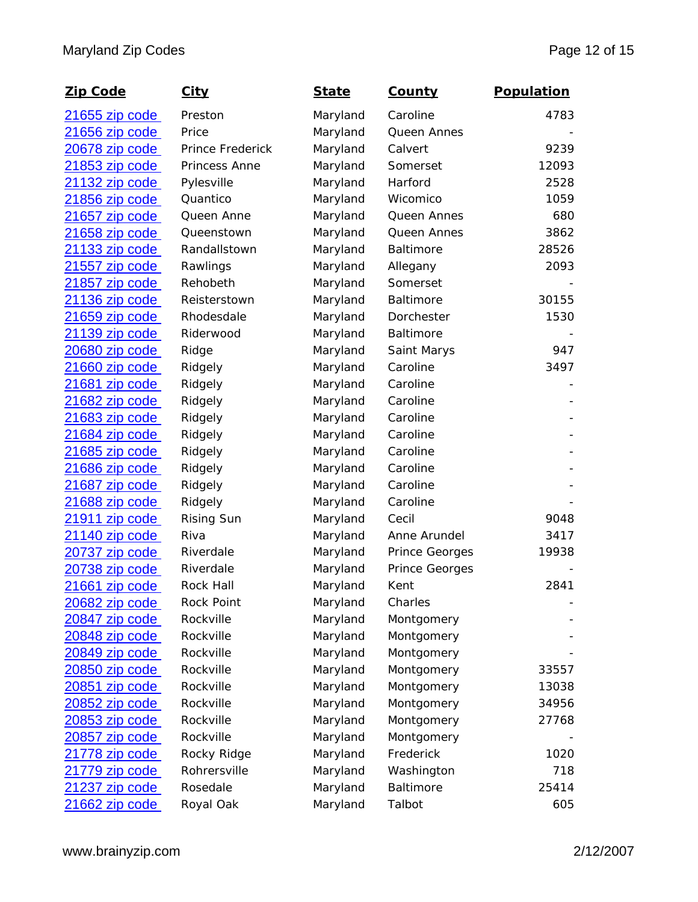| Zip Code | City | State | County | Population |
|---|---|---|---|---|
| 21655 zip code | Preston | Maryland | Caroline | 4783 |
| 21656 zip code | Price | Maryland | Queen Annes | - |
| 20678 zip code | Prince Frederick | Maryland | Calvert | 9239 |
| 21853 zip code | Princess Anne | Maryland | Somerset | 12093 |
| 21132 zip code | Pylesville | Maryland | Harford | 2528 |
| 21856 zip code | Quantico | Maryland | Wicomico | 1059 |
| 21657 zip code | Queen Anne | Maryland | Queen Annes | 680 |
| 21658 zip code | Queenstown | Maryland | Queen Annes | 3862 |
| 21133 zip code | Randallstown | Maryland | Baltimore | 28526 |
| 21557 zip code | Rawlings | Maryland | Allegany | 2093 |
| 21857 zip code | Rehobeth | Maryland | Somerset | - |
| 21136 zip code | Reisterstown | Maryland | Baltimore | 30155 |
| 21659 zip code | Rhodesdale | Maryland | Dorchester | 1530 |
| 21139 zip code | Riderwood | Maryland | Baltimore | - |
| 20680 zip code | Ridge | Maryland | Saint Marys | 947 |
| 21660 zip code | Ridgely | Maryland | Caroline | 3497 |
| 21681 zip code | Ridgely | Maryland | Caroline | - |
| 21682 zip code | Ridgely | Maryland | Caroline | - |
| 21683 zip code | Ridgely | Maryland | Caroline | - |
| 21684 zip code | Ridgely | Maryland | Caroline | - |
| 21685 zip code | Ridgely | Maryland | Caroline | - |
| 21686 zip code | Ridgely | Maryland | Caroline | - |
| 21687 zip code | Ridgely | Maryland | Caroline | - |
| 21688 zip code | Ridgely | Maryland | Caroline | - |
| 21911 zip code | Rising Sun | Maryland | Cecil | 9048 |
| 21140 zip code | Riva | Maryland | Anne Arundel | 3417 |
| 20737 zip code | Riverdale | Maryland | Prince Georges | 19938 |
| 20738 zip code | Riverdale | Maryland | Prince Georges | - |
| 21661 zip code | Rock Hall | Maryland | Kent | 2841 |
| 20682 zip code | Rock Point | Maryland | Charles | - |
| 20847 zip code | Rockville | Maryland | Montgomery | - |
| 20848 zip code | Rockville | Maryland | Montgomery | - |
| 20849 zip code | Rockville | Maryland | Montgomery | - |
| 20850 zip code | Rockville | Maryland | Montgomery | 33557 |
| 20851 zip code | Rockville | Maryland | Montgomery | 13038 |
| 20852 zip code | Rockville | Maryland | Montgomery | 34956 |
| 20853 zip code | Rockville | Maryland | Montgomery | 27768 |
| 20857 zip code | Rockville | Maryland | Montgomery | - |
| 21778 zip code | Rocky Ridge | Maryland | Frederick | 1020 |
| 21779 zip code | Rohrersville | Maryland | Washington | 718 |
| 21237 zip code | Rosedale | Maryland | Baltimore | 25414 |
| 21662 zip code | Royal Oak | Maryland | Talbot | 605 |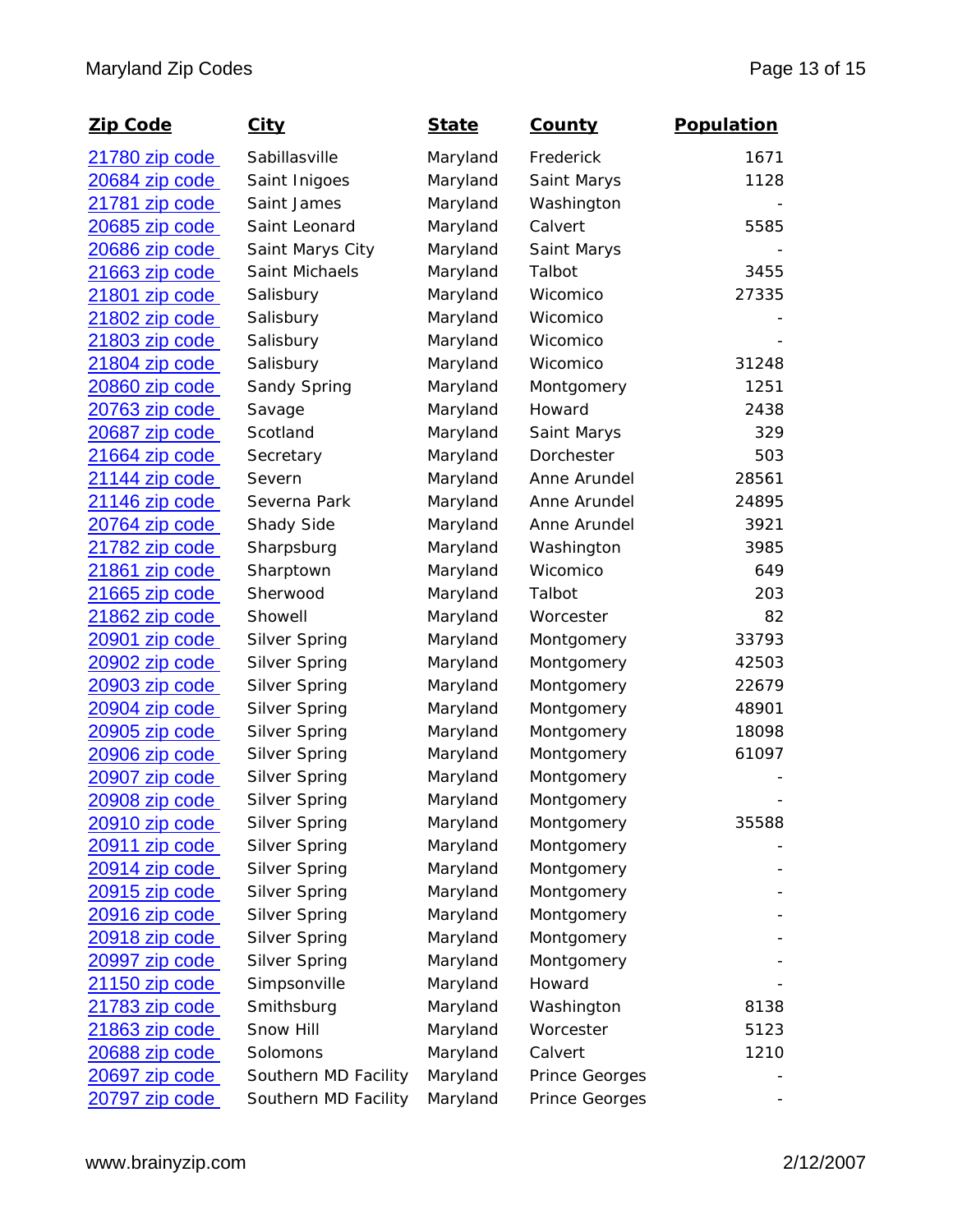| Zip Code | City | State | County | Population |
|---|---|---|---|---|
| 21780 zip code | Sabillasville | Maryland | Frederick | 1671 |
| 20684 zip code | Saint Inigoes | Maryland | Saint Marys | 1128 |
| 21781 zip code | Saint James | Maryland | Washington | - |
| 20685 zip code | Saint Leonard | Maryland | Calvert | 5585 |
| 20686 zip code | Saint Marys City | Maryland | Saint Marys | - |
| 21663 zip code | Saint Michaels | Maryland | Talbot | 3455 |
| 21801 zip code | Salisbury | Maryland | Wicomico | 27335 |
| 21802 zip code | Salisbury | Maryland | Wicomico | - |
| 21803 zip code | Salisbury | Maryland | Wicomico | - |
| 21804 zip code | Salisbury | Maryland | Wicomico | 31248 |
| 20860 zip code | Sandy Spring | Maryland | Montgomery | 1251 |
| 20763 zip code | Savage | Maryland | Howard | 2438 |
| 20687 zip code | Scotland | Maryland | Saint Marys | 329 |
| 21664 zip code | Secretary | Maryland | Dorchester | 503 |
| 21144 zip code | Severn | Maryland | Anne Arundel | 28561 |
| 21146 zip code | Severna Park | Maryland | Anne Arundel | 24895 |
| 20764 zip code | Shady Side | Maryland | Anne Arundel | 3921 |
| 21782 zip code | Sharpsburg | Maryland | Washington | 3985 |
| 21861 zip code | Sharptown | Maryland | Wicomico | 649 |
| 21665 zip code | Sherwood | Maryland | Talbot | 203 |
| 21862 zip code | Showell | Maryland | Worcester | 82 |
| 20901 zip code | Silver Spring | Maryland | Montgomery | 33793 |
| 20902 zip code | Silver Spring | Maryland | Montgomery | 42503 |
| 20903 zip code | Silver Spring | Maryland | Montgomery | 22679 |
| 20904 zip code | Silver Spring | Maryland | Montgomery | 48901 |
| 20905 zip code | Silver Spring | Maryland | Montgomery | 18098 |
| 20906 zip code | Silver Spring | Maryland | Montgomery | 61097 |
| 20907 zip code | Silver Spring | Maryland | Montgomery | - |
| 20908 zip code | Silver Spring | Maryland | Montgomery | - |
| 20910 zip code | Silver Spring | Maryland | Montgomery | 35588 |
| 20911 zip code | Silver Spring | Maryland | Montgomery | - |
| 20914 zip code | Silver Spring | Maryland | Montgomery | - |
| 20915 zip code | Silver Spring | Maryland | Montgomery | - |
| 20916 zip code | Silver Spring | Maryland | Montgomery | - |
| 20918 zip code | Silver Spring | Maryland | Montgomery | - |
| 20997 zip code | Silver Spring | Maryland | Montgomery | - |
| 21150 zip code | Simpsonville | Maryland | Howard | - |
| 21783 zip code | Smithsburg | Maryland | Washington | 8138 |
| 21863 zip code | Snow Hill | Maryland | Worcester | 5123 |
| 20688 zip code | Solomons | Maryland | Calvert | 1210 |
| 20697 zip code | Southern MD Facility | Maryland | Prince Georges | - |
| 20797 zip code | Southern MD Facility | Maryland | Prince Georges | - |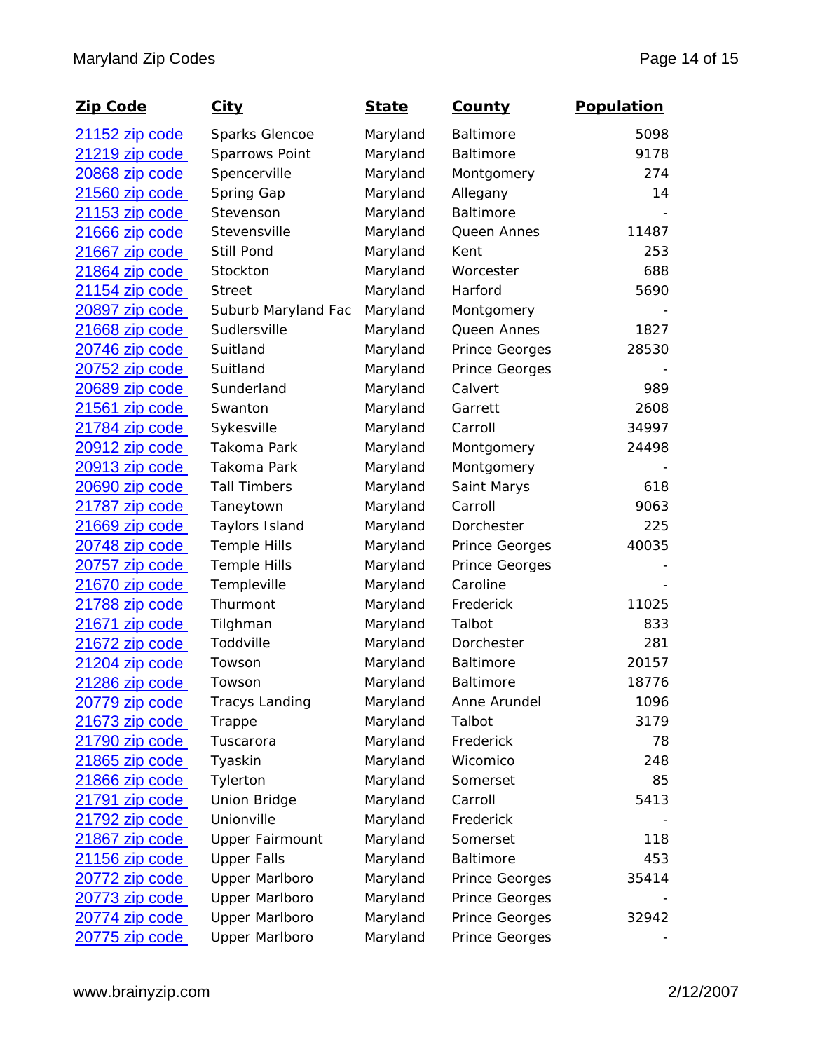| Zip Code | City | State | County | Population |
| --- | --- | --- | --- | --- |
| 21152 zip code | Sparks Glencoe | Maryland | Baltimore | 5098 |
| 21219 zip code | Sparrows Point | Maryland | Baltimore | 9178 |
| 20868 zip code | Spencerville | Maryland | Montgomery | 274 |
| 21560 zip code | Spring Gap | Maryland | Allegany | 14 |
| 21153 zip code | Stevenson | Maryland | Baltimore | - |
| 21666 zip code | Stevensville | Maryland | Queen Annes | 11487 |
| 21667 zip code | Still Pond | Maryland | Kent | 253 |
| 21864 zip code | Stockton | Maryland | Worcester | 688 |
| 21154 zip code | Street | Maryland | Harford | 5690 |
| 20897 zip code | Suburb Maryland Fac | Maryland | Montgomery | - |
| 21668 zip code | Sudlersville | Maryland | Queen Annes | 1827 |
| 20746 zip code | Suitland | Maryland | Prince Georges | 28530 |
| 20752 zip code | Suitland | Maryland | Prince Georges | - |
| 20689 zip code | Sunderland | Maryland | Calvert | 989 |
| 21561 zip code | Swanton | Maryland | Garrett | 2608 |
| 21784 zip code | Sykesville | Maryland | Carroll | 34997 |
| 20912 zip code | Takoma Park | Maryland | Montgomery | 24498 |
| 20913 zip code | Takoma Park | Maryland | Montgomery | - |
| 20690 zip code | Tall Timbers | Maryland | Saint Marys | 618 |
| 21787 zip code | Taneytown | Maryland | Carroll | 9063 |
| 21669 zip code | Taylors Island | Maryland | Dorchester | 225 |
| 20748 zip code | Temple Hills | Maryland | Prince Georges | 40035 |
| 20757 zip code | Temple Hills | Maryland | Prince Georges | - |
| 21670 zip code | Templeville | Maryland | Caroline | - |
| 21788 zip code | Thurmont | Maryland | Frederick | 11025 |
| 21671 zip code | Tilghman | Maryland | Talbot | 833 |
| 21672 zip code | Toddville | Maryland | Dorchester | 281 |
| 21204 zip code | Towson | Maryland | Baltimore | 20157 |
| 21286 zip code | Towson | Maryland | Baltimore | 18776 |
| 20779 zip code | Tracys Landing | Maryland | Anne Arundel | 1096 |
| 21673 zip code | Trappe | Maryland | Talbot | 3179 |
| 21790 zip code | Tuscarora | Maryland | Frederick | 78 |
| 21865 zip code | Tyaskin | Maryland | Wicomico | 248 |
| 21866 zip code | Tylerton | Maryland | Somerset | 85 |
| 21791 zip code | Union Bridge | Maryland | Carroll | 5413 |
| 21792 zip code | Unionville | Maryland | Frederick | - |
| 21867 zip code | Upper Fairmount | Maryland | Somerset | 118 |
| 21156 zip code | Upper Falls | Maryland | Baltimore | 453 |
| 20772 zip code | Upper Marlboro | Maryland | Prince Georges | 35414 |
| 20773 zip code | Upper Marlboro | Maryland | Prince Georges | - |
| 20774 zip code | Upper Marlboro | Maryland | Prince Georges | 32942 |
| 20775 zip code | Upper Marlboro | Maryland | Prince Georges | - |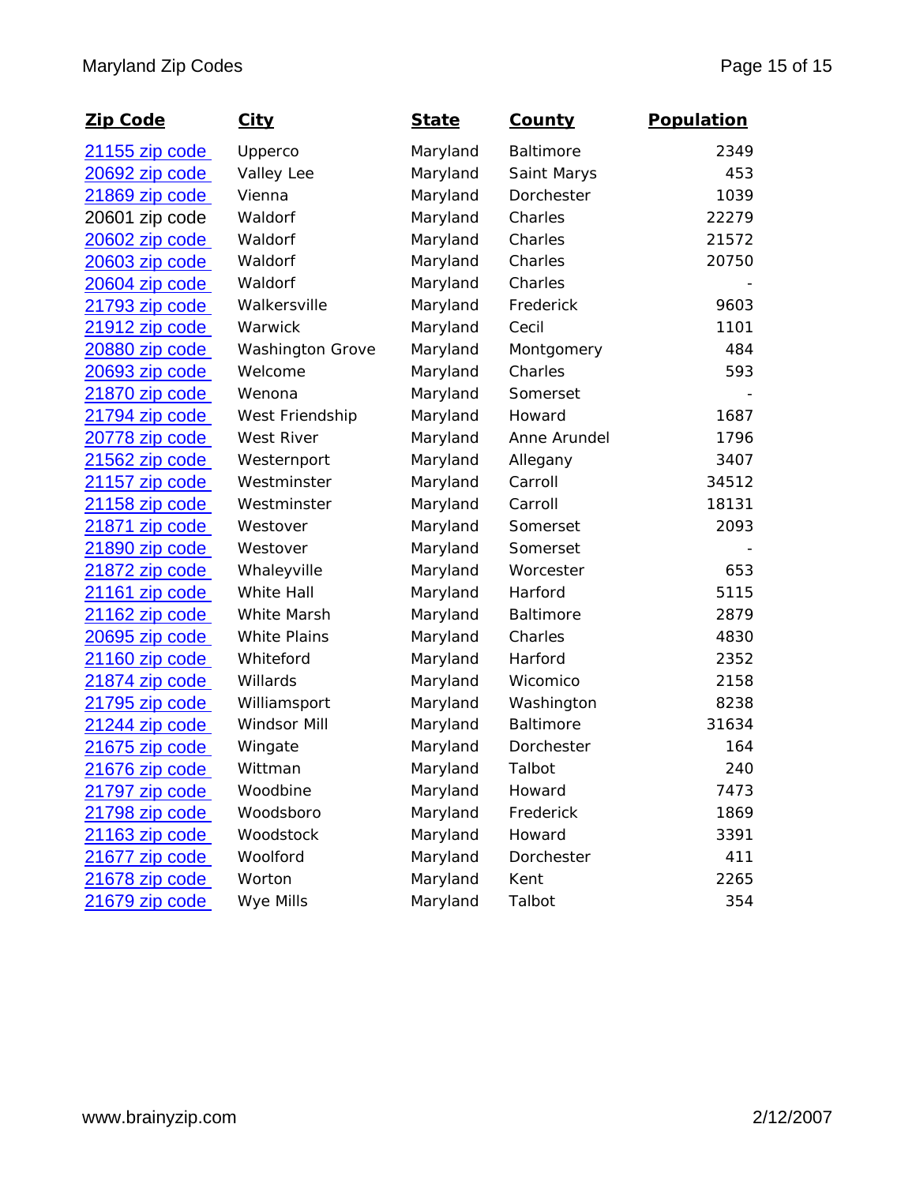| Zip Code | City | State | County | Population |
|---|---|---|---|---|
| 21155 zip code | Upperco | Maryland | Baltimore | 2349 |
| 20692 zip code | Valley Lee | Maryland | Saint Marys | 453 |
| 21869 zip code | Vienna | Maryland | Dorchester | 1039 |
| 20601 zip code | Waldorf | Maryland | Charles | 22279 |
| 20602 zip code | Waldorf | Maryland | Charles | 21572 |
| 20603 zip code | Waldorf | Maryland | Charles | 20750 |
| 20604 zip code | Waldorf | Maryland | Charles | - |
| 21793 zip code | Walkersville | Maryland | Frederick | 9603 |
| 21912 zip code | Warwick | Maryland | Cecil | 1101 |
| 20880 zip code | Washington Grove | Maryland | Montgomery | 484 |
| 20693 zip code | Welcome | Maryland | Charles | 593 |
| 21870 zip code | Wenona | Maryland | Somerset | - |
| 21794 zip code | West Friendship | Maryland | Howard | 1687 |
| 20778 zip code | West River | Maryland | Anne Arundel | 1796 |
| 21562 zip code | Westernport | Maryland | Allegany | 3407 |
| 21157 zip code | Westminster | Maryland | Carroll | 34512 |
| 21158 zip code | Westminster | Maryland | Carroll | 18131 |
| 21871 zip code | Westover | Maryland | Somerset | 2093 |
| 21890 zip code | Westover | Maryland | Somerset | - |
| 21872 zip code | Whaleyville | Maryland | Worcester | 653 |
| 21161 zip code | White Hall | Maryland | Harford | 5115 |
| 21162 zip code | White Marsh | Maryland | Baltimore | 2879 |
| 20695 zip code | White Plains | Maryland | Charles | 4830 |
| 21160 zip code | Whiteford | Maryland | Harford | 2352 |
| 21874 zip code | Willards | Maryland | Wicomico | 2158 |
| 21795 zip code | Williamsport | Maryland | Washington | 8238 |
| 21244 zip code | Windsor Mill | Maryland | Baltimore | 31634 |
| 21675 zip code | Wingate | Maryland | Dorchester | 164 |
| 21676 zip code | Wittman | Maryland | Talbot | 240 |
| 21797 zip code | Woodbine | Maryland | Howard | 7473 |
| 21798 zip code | Woodsboro | Maryland | Frederick | 1869 |
| 21163 zip code | Woodstock | Maryland | Howard | 3391 |
| 21677 zip code | Woolford | Maryland | Dorchester | 411 |
| 21678 zip code | Worton | Maryland | Kent | 2265 |
| 21679 zip code | Wye Mills | Maryland | Talbot | 354 |